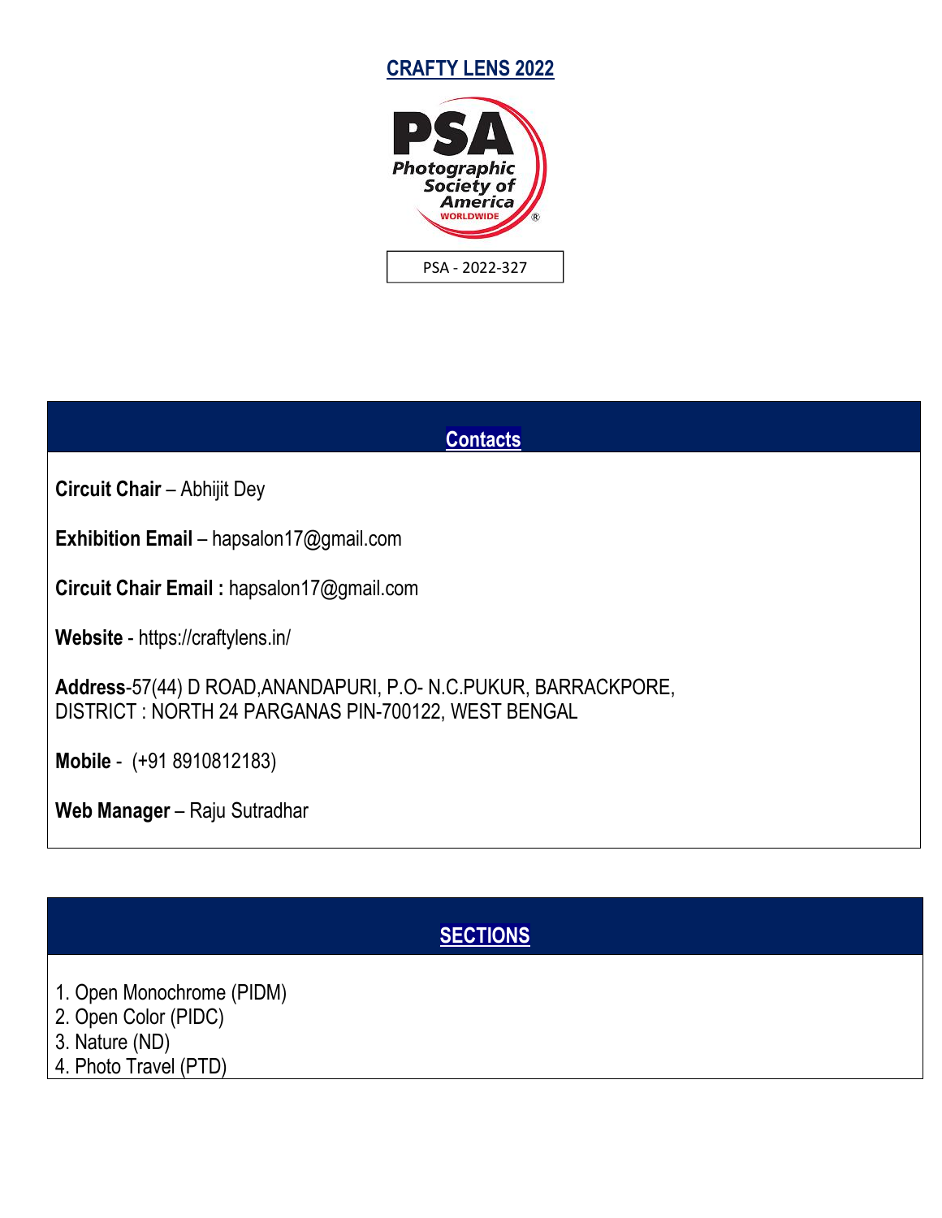# CRAFTY LENS 2022

PSA - 2022-327

## Contacts

**Circuit Chair** – Abhijit Dey

**Exhibition Email** – hapsalon17@gmail.com

**Circuit Chair Email :** hapsalon17@gmail.com

**Website** - https://craftylens.in/

**Address**-57(44) D ROAD,ANANDAPURI, P.O- N.C.PUKUR, BARRACKPORE,
DISTRICT : NORTH 24 PARGANAS PIN-700122, WEST BENGAL

**Mobile** - (+91 8910812183)

**Web Manager** – Raju Sutradhar

## SECTIONS

1. Open Monochrome (PIDM)
2. Open Color (PIDC)
3. Nature (ND)
4. Photo Travel (PTD)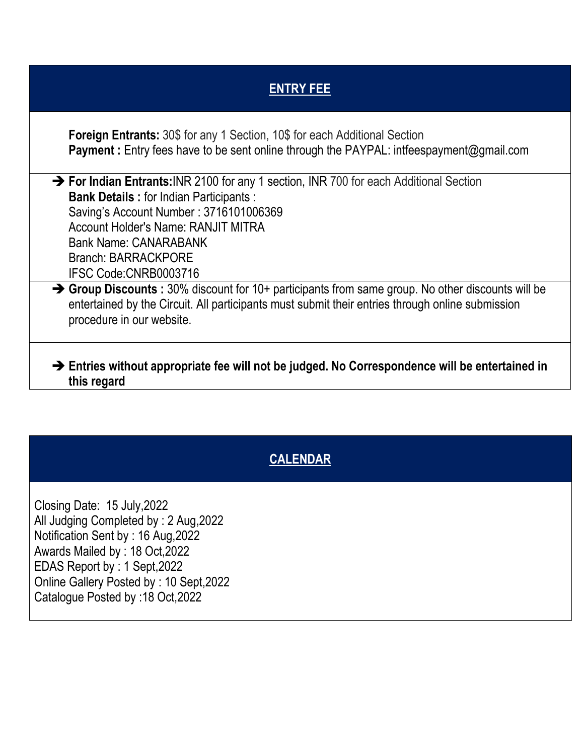## ENTRY FEE

**Foreign Entrants:** 30$ for any 1 Section, 10$ for each Additional Section
**Payment :** Entry fees have to be sent online through the PAYPAL: intfeespayment@gmail.com

- ➔ **For Indian Entrants:**INR 2100 for any 1 section, INR 700 for each Additional Section
  **Bank Details :** for Indian Participants :
  Saving's Account Number : 3716101006369
  Account Holder's Name: RANJIT MITRA
  Bank Name: CANARABANK
  Branch: BARRACKPORE
  IFSC Code:CNRB0003716
- ➔ **Group Discounts :** 30% discount for 10+ participants from same group. No other discounts will be entertained by the Circuit. All participants must submit their entries through online submission procedure in our website.
- ➔ **Entries without appropriate fee will not be judged. No Correspondence will be entertained in this regard**

## CALENDAR

Closing Date: 15 July,2022
All Judging Completed by : 2 Aug,2022
Notification Sent by : 16 Aug,2022
Awards Mailed by : 18 Oct,2022
EDAS Report by : 1 Sept,2022
Online Gallery Posted by : 10 Sept,2022
Catalogue Posted by :18 Oct,2022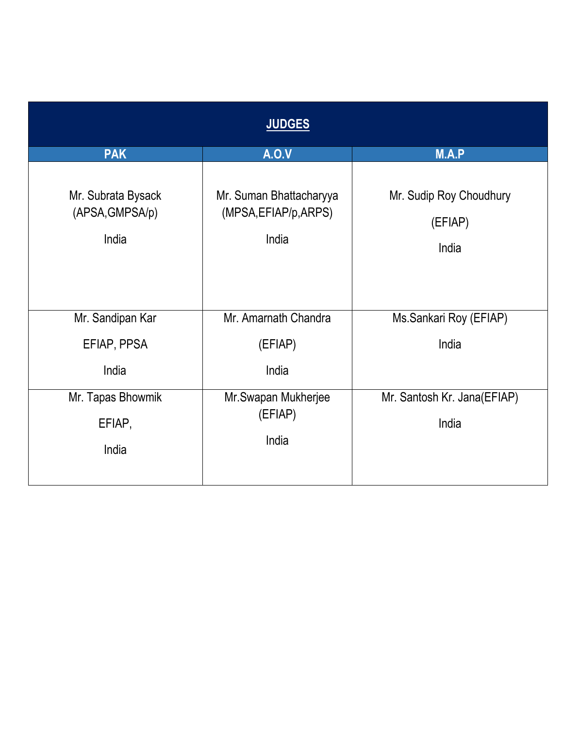| JUDGES | | |
|---|---|---|
| **PAK** | **A.O.V** | **M.A.P** |
| Mr. Subrata Bysack (APSA,GMPSA/p) India | Mr. Suman Bhattacharyya (MPSA,EFIAP/p,ARPS) India | Mr. Sudip Roy Choudhury (EFIAP) India |
| Mr. Sandipan Kar EFIAP, PPSA India | Mr. Amarnath Chandra (EFIAP) India | Ms.Sankari Roy (EFIAP) India |
| Mr. Tapas Bhowmik EFIAP, India | Mr.Swapan Mukherjee (EFIAP) India | Mr. Santosh Kr. Jana(EFIAP) India |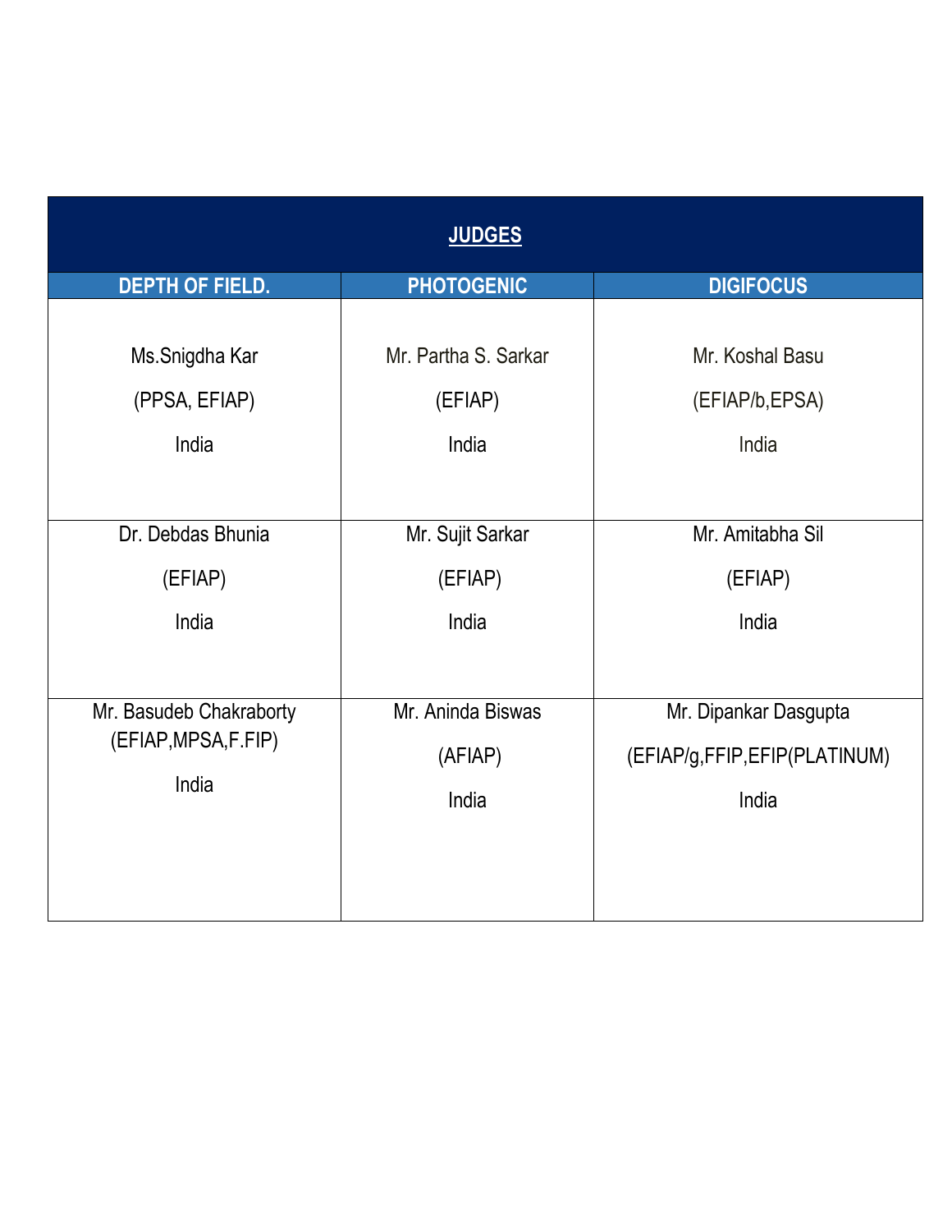| JUDGES | | |
| --- | --- | --- |
| **DEPTH OF FIELD.** | **PHOTOGENIC** | **DIGIFOCUS** |
| Ms.Snigdha Kar<br>(PPSA, EFIAP)<br>India | Mr. Partha S. Sarkar<br>(EFIAP)<br>India | Mr. Koshal Basu<br>(EFIAP/b,EPSA)<br>India |
| Dr. Debdas Bhunia<br>(EFIAP)<br>India | Mr. Sujit Sarkar<br>(EFIAP)<br>India | Mr. Amitabha Sil<br>(EFIAP)<br>India |
| Mr. Basudeb Chakraborty<br>(EFIAP,MPSA,F.FIP)<br>India | Mr. Aninda Biswas<br>(AFIAP)<br>India | Mr. Dipankar Dasgupta<br>(EFIAP/g,FFIP,EFIP(PLATINUM)<br>India |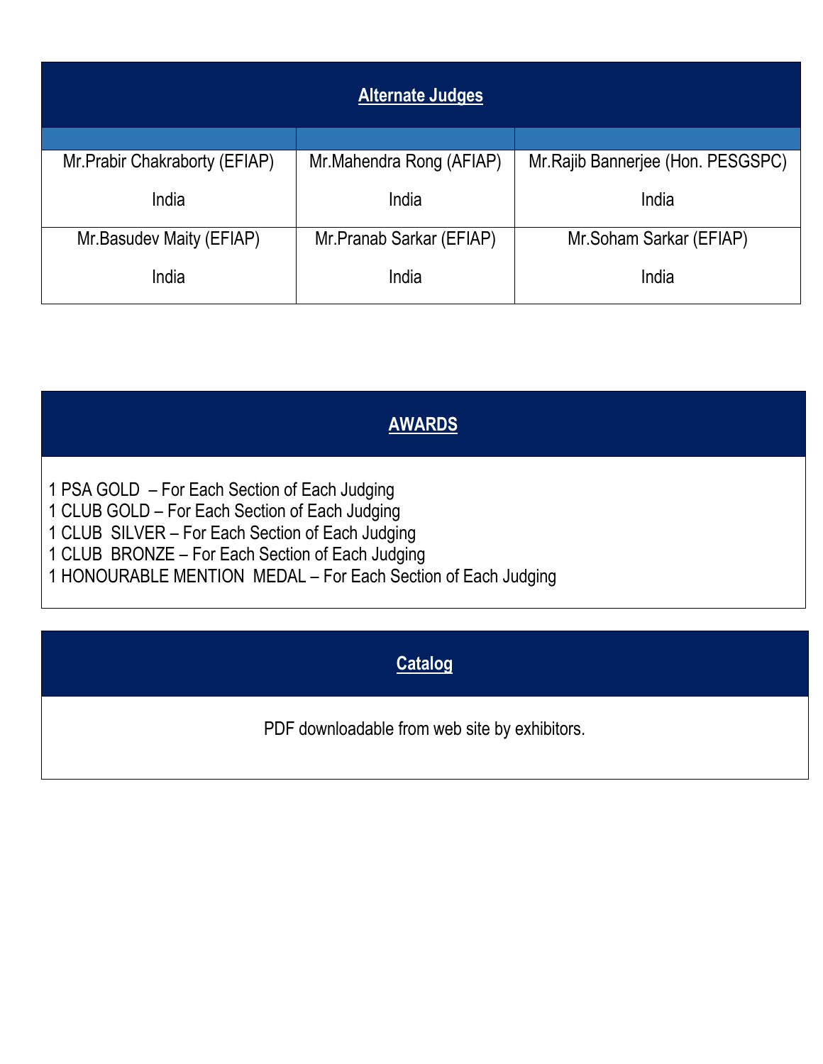## Alternate Judges

| | | |
|---|---|---|
| Mr.Prabir Chakraborty (EFIAP)<br><br>India | Mr.Mahendra Rong (AFIAP)<br><br>India | Mr.Rajib Bannerjee (Hon. PESGSPC)<br><br>India |
| Mr.Basudev Maity (EFIAP)<br><br>India | Mr.Pranab Sarkar (EFIAP)<br><br>India | Mr.Soham Sarkar (EFIAP)<br><br>India |

## AWARDS

1 PSA GOLD – For Each Section of Each Judging
1 CLUB GOLD – For Each Section of Each Judging
1 CLUB SILVER – For Each Section of Each Judging
1 CLUB BRONZE – For Each Section of Each Judging
1 HONOURABLE MENTION MEDAL – For Each Section of Each Judging

## Catalog

PDF downloadable from web site by exhibitors.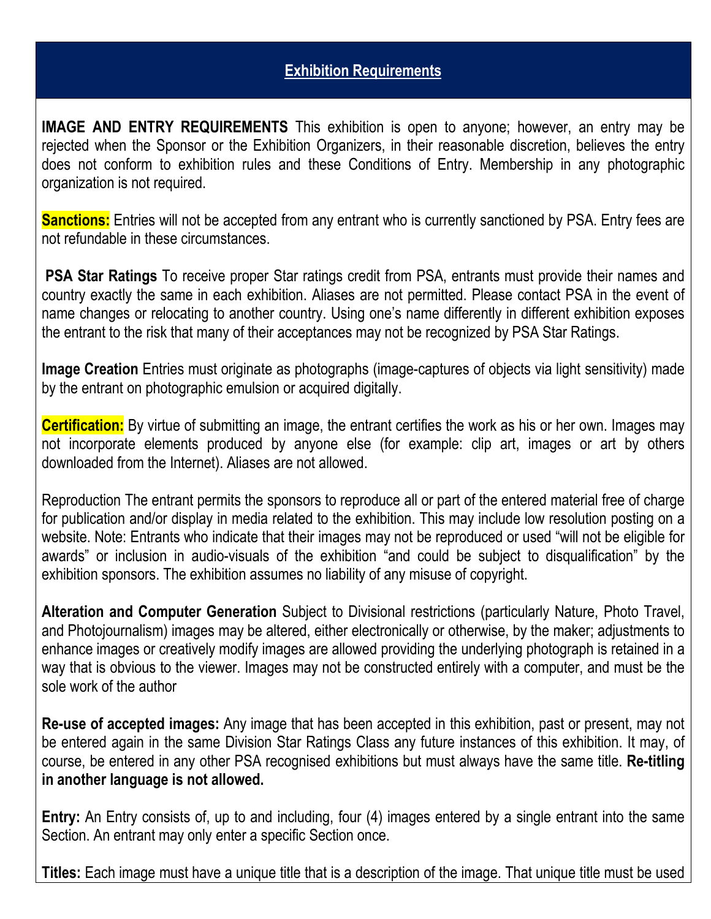## Exhibition Requirements

**IMAGE AND ENTRY REQUIREMENTS** This exhibition is open to anyone; however, an entry may be rejected when the Sponsor or the Exhibition Organizers, in their reasonable discretion, believes the entry does not conform to exhibition rules and these Conditions of Entry. Membership in any photographic organization is not required.

**Sanctions:** Entries will not be accepted from any entrant who is currently sanctioned by PSA. Entry fees are not refundable in these circumstances.

**PSA Star Ratings** To receive proper Star ratings credit from PSA, entrants must provide their names and country exactly the same in each exhibition. Aliases are not permitted. Please contact PSA in the event of name changes or relocating to another country. Using one's name differently in different exhibition exposes the entrant to the risk that many of their acceptances may not be recognized by PSA Star Ratings.

**Image Creation** Entries must originate as photographs (image-captures of objects via light sensitivity) made by the entrant on photographic emulsion or acquired digitally.

**Certification:** By virtue of submitting an image, the entrant certifies the work as his or her own. Images may not incorporate elements produced by anyone else (for example: clip art, images or art by others downloaded from the Internet). Aliases are not allowed.

Reproduction The entrant permits the sponsors to reproduce all or part of the entered material free of charge for publication and/or display in media related to the exhibition. This may include low resolution posting on a website. Note: Entrants who indicate that their images may not be reproduced or used "will not be eligible for awards" or inclusion in audio-visuals of the exhibition "and could be subject to disqualification" by the exhibition sponsors. The exhibition assumes no liability of any misuse of copyright.

**Alteration and Computer Generation** Subject to Divisional restrictions (particularly Nature, Photo Travel, and Photojournalism) images may be altered, either electronically or otherwise, by the maker; adjustments to enhance images or creatively modify images are allowed providing the underlying photograph is retained in a way that is obvious to the viewer. Images may not be constructed entirely with a computer, and must be the sole work of the author

**Re-use of accepted images:** Any image that has been accepted in this exhibition, past or present, may not be entered again in the same Division Star Ratings Class any future instances of this exhibition. It may, of course, be entered in any other PSA recognised exhibitions but must always have the same title. **Re-titling in another language is not allowed.**

**Entry:** An Entry consists of, up to and including, four (4) images entered by a single entrant into the same Section. An entrant may only enter a specific Section once.

**Titles:** Each image must have a unique title that is a description of the image. That unique title must be used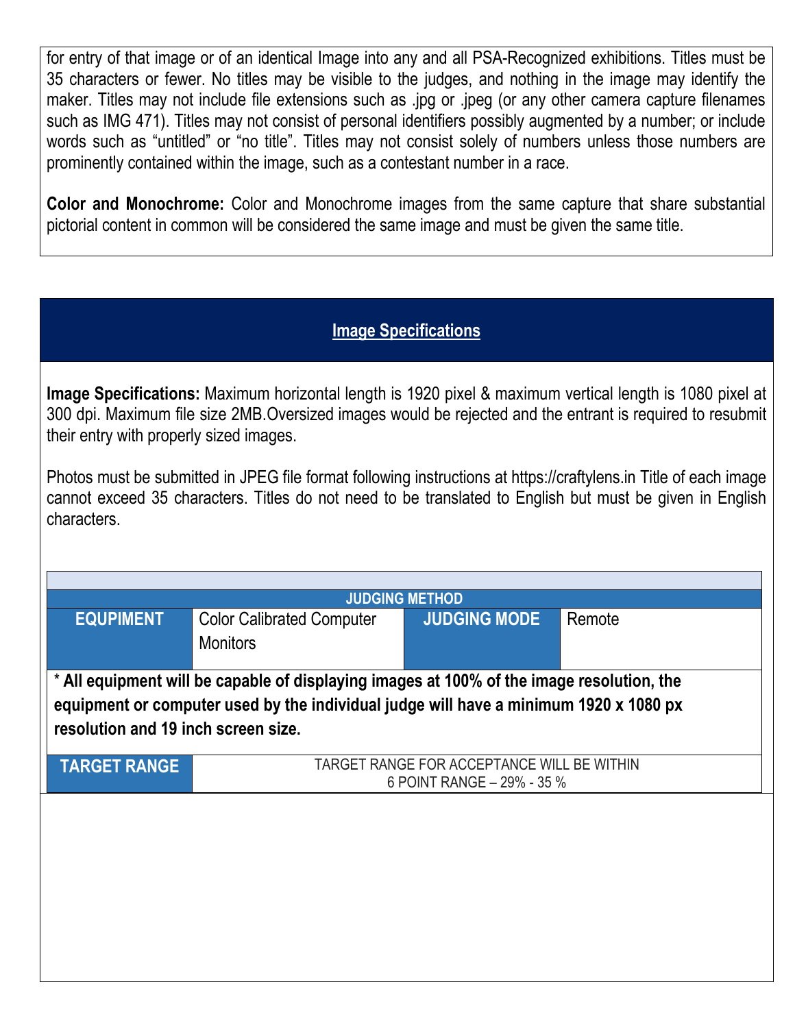for entry of that image or of an identical Image into any and all PSA-Recognized exhibitions. Titles must be 35 characters or fewer. No titles may be visible to the judges, and nothing in the image may identify the maker. Titles may not include file extensions such as .jpg or .jpeg (or any other camera capture filenames such as IMG 471). Titles may not consist of personal identifiers possibly augmented by a number; or include words such as "untitled" or "no title". Titles may not consist solely of numbers unless those numbers are prominently contained within the image, such as a contestant number in a race.

**Color and Monochrome:** Color and Monochrome images from the same capture that share substantial pictorial content in common will be considered the same image and must be given the same title.

## Image Specifications

**Image Specifications:** Maximum horizontal length is 1920 pixel & maximum vertical length is 1080 pixel at 300 dpi. Maximum file size 2MB.Oversized images would be rejected and the entrant is required to resubmit their entry with properly sized images.

Photos must be submitted in JPEG file format following instructions at https://craftylens.in Title of each image cannot exceed 35 characters. Titles do not need to be translated to English but must be given in English characters.

| JUDGING METHOD | | | |
|---|---|---|---|
| **EQUIPMENT** | Color Calibrated Computer Monitors | **JUDGING MODE** | Remote |

**\* All equipment will be capable of displaying images at 100% of the image resolution, the equipment or computer used by the individual judge will have a minimum 1920 x 1080 px resolution and 19 inch screen size.**

| **TARGET RANGE** | TARGET RANGE FOR ACCEPTANCE WILL BE WITHIN 6 POINT RANGE – 29% - 35 % |
|---|---|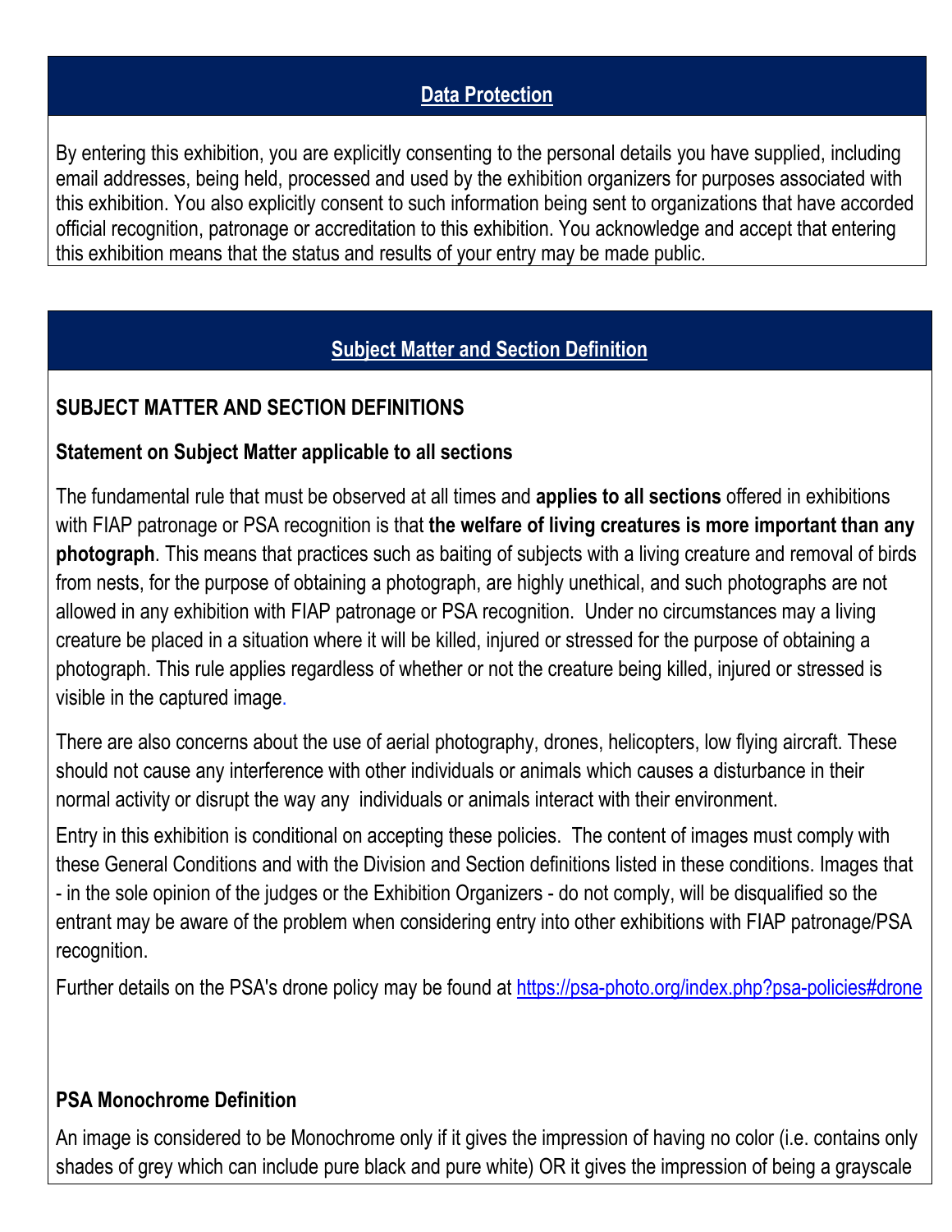## Data Protection

By entering this exhibition, you are explicitly consenting to the personal details you have supplied, including email addresses, being held, processed and used by the exhibition organizers for purposes associated with this exhibition. You also explicitly consent to such information being sent to organizations that have accorded official recognition, patronage or accreditation to this exhibition. You acknowledge and accept that entering this exhibition means that the status and results of your entry may be made public.

## Subject Matter and Section Definition

### SUBJECT MATTER AND SECTION DEFINITIONS

#### Statement on Subject Matter applicable to all sections

The fundamental rule that must be observed at all times and **applies to all sections** offered in exhibitions with FIAP patronage or PSA recognition is that **the welfare of living creatures is more important than any photograph**. This means that practices such as baiting of subjects with a living creature and removal of birds from nests, for the purpose of obtaining a photograph, are highly unethical, and such photographs are not allowed in any exhibition with FIAP patronage or PSA recognition. Under no circumstances may a living creature be placed in a situation where it will be killed, injured or stressed for the purpose of obtaining a photograph. This rule applies regardless of whether or not the creature being killed, injured or stressed is visible in the captured image.

There are also concerns about the use of aerial photography, drones, helicopters, low flying aircraft. These should not cause any interference with other individuals or animals which causes a disturbance in their normal activity or disrupt the way any individuals or animals interact with their environment.

Entry in this exhibition is conditional on accepting these policies. The content of images must comply with these General Conditions and with the Division and Section definitions listed in these conditions. Images that - in the sole opinion of the judges or the Exhibition Organizers - do not comply, will be disqualified so the entrant may be aware of the problem when considering entry into other exhibitions with FIAP patronage/PSA recognition.

Further details on the PSA's drone policy may be found at https://psa-photo.org/index.php?psa-policies#drone

#### PSA Monochrome Definition

An image is considered to be Monochrome only if it gives the impression of having no color (i.e. contains only shades of grey which can include pure black and pure white) OR it gives the impression of being a grayscale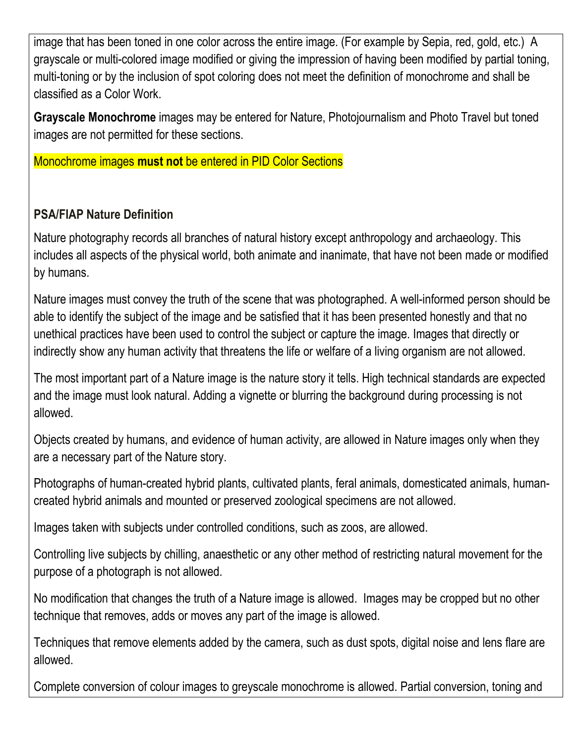image that has been toned in one color across the entire image. (For example by Sepia, red, gold, etc.) A grayscale or multi-colored image modified or giving the impression of having been modified by partial toning, multi-toning or by the inclusion of spot coloring does not meet the definition of monochrome and shall be classified as a Color Work.

**Grayscale Monochrome** images may be entered for Nature, Photojournalism and Photo Travel but toned images are not permitted for these sections.

Monochrome images **must not** be entered in PID Color Sections

**PSA/FIAP Nature Definition**

Nature photography records all branches of natural history except anthropology and archaeology. This includes all aspects of the physical world, both animate and inanimate, that have not been made or modified by humans.

Nature images must convey the truth of the scene that was photographed. A well-informed person should be able to identify the subject of the image and be satisfied that it has been presented honestly and that no unethical practices have been used to control the subject or capture the image. Images that directly or indirectly show any human activity that threatens the life or welfare of a living organism are not allowed.

The most important part of a Nature image is the nature story it tells. High technical standards are expected and the image must look natural. Adding a vignette or blurring the background during processing is not allowed.

Objects created by humans, and evidence of human activity, are allowed in Nature images only when they are a necessary part of the Nature story.

Photographs of human-created hybrid plants, cultivated plants, feral animals, domesticated animals, human-created hybrid animals and mounted or preserved zoological specimens are not allowed.

Images taken with subjects under controlled conditions, such as zoos, are allowed.

Controlling live subjects by chilling, anaesthetic or any other method of restricting natural movement for the purpose of a photograph is not allowed.

No modification that changes the truth of a Nature image is allowed. Images may be cropped but no other technique that removes, adds or moves any part of the image is allowed.

Techniques that remove elements added by the camera, such as dust spots, digital noise and lens flare are allowed.

Complete conversion of colour images to greyscale monochrome is allowed. Partial conversion, toning and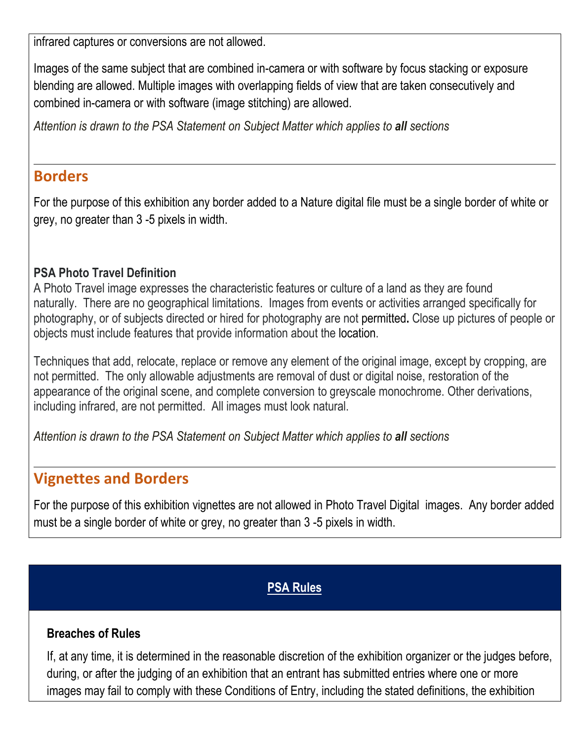infrared captures or conversions are not allowed.

Images of the same subject that are combined in-camera or with software by focus stacking or exposure blending are allowed. Multiple images with overlapping fields of view that are taken consecutively and combined in-camera or with software (image stitching) are allowed.

*Attention is drawn to the PSA Statement on Subject Matter which applies to **all** sections*

## Borders

For the purpose of this exhibition any border added to a Nature digital file must be a single border of white or grey, no greater than 3 -5 pixels in width.

### PSA Photo Travel Definition

A Photo Travel image expresses the characteristic features or culture of a land as they are found naturally. There are no geographical limitations. Images from events or activities arranged specifically for photography, or of subjects directed or hired for photography are not permitted. Close up pictures of people or objects must include features that provide information about the location.

Techniques that add, relocate, replace or remove any element of the original image, except by cropping, are not permitted. The only allowable adjustments are removal of dust or digital noise, restoration of the appearance of the original scene, and complete conversion to greyscale monochrome. Other derivations, including infrared, are not permitted. All images must look natural.

*Attention is drawn to the PSA Statement on Subject Matter which applies to **all** sections*

## Vignettes and Borders

For the purpose of this exhibition vignettes are not allowed in Photo Travel Digital images. Any border added must be a single border of white or grey, no greater than 3 -5 pixels in width.

## PSA Rules

### Breaches of Rules

If, at any time, it is determined in the reasonable discretion of the exhibition organizer or the judges before, during, or after the judging of an exhibition that an entrant has submitted entries where one or more images may fail to comply with these Conditions of Entry, including the stated definitions, the exhibition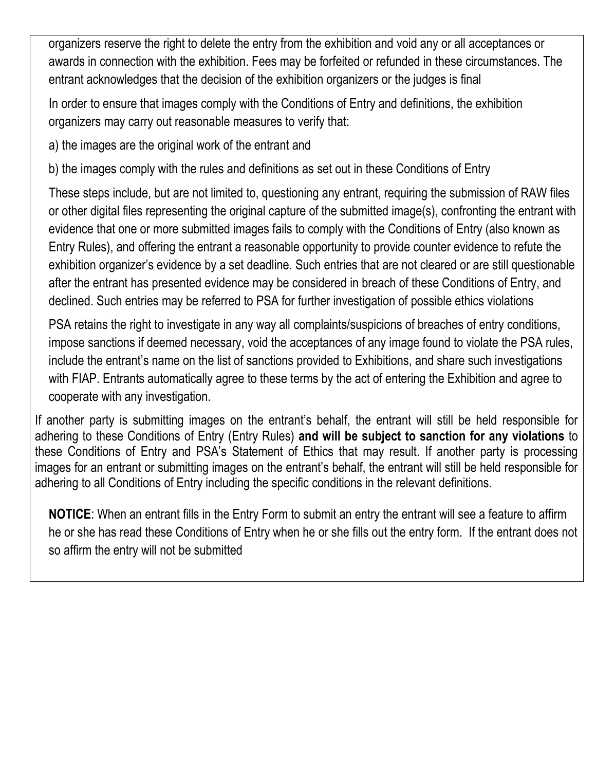organizers reserve the right to delete the entry from the exhibition and void any or all acceptances or awards in connection with the exhibition. Fees may be forfeited or refunded in these circumstances. The entrant acknowledges that the decision of the exhibition organizers or the judges is final

In order to ensure that images comply with the Conditions of Entry and definitions, the exhibition organizers may carry out reasonable measures to verify that:

a) the images are the original work of the entrant and

b) the images comply with the rules and definitions as set out in these Conditions of Entry

These steps include, but are not limited to, questioning any entrant, requiring the submission of RAW files or other digital files representing the original capture of the submitted image(s), confronting the entrant with evidence that one or more submitted images fails to comply with the Conditions of Entry (also known as Entry Rules), and offering the entrant a reasonable opportunity to provide counter evidence to refute the exhibition organizer's evidence by a set deadline. Such entries that are not cleared or are still questionable after the entrant has presented evidence may be considered in breach of these Conditions of Entry, and declined. Such entries may be referred to PSA for further investigation of possible ethics violations

PSA retains the right to investigate in any way all complaints/suspicions of breaches of entry conditions, impose sanctions if deemed necessary, void the acceptances of any image found to violate the PSA rules, include the entrant's name on the list of sanctions provided to Exhibitions, and share such investigations with FIAP. Entrants automatically agree to these terms by the act of entering the Exhibition and agree to cooperate with any investigation.

If another party is submitting images on the entrant's behalf, the entrant will still be held responsible for adhering to these Conditions of Entry (Entry Rules) **and will be subject to sanction for any violations** to these Conditions of Entry and PSA's Statement of Ethics that may result. If another party is processing images for an entrant or submitting images on the entrant's behalf, the entrant will still be held responsible for adhering to all Conditions of Entry including the specific conditions in the relevant definitions.

**NOTICE**: When an entrant fills in the Entry Form to submit an entry the entrant will see a feature to affirm he or she has read these Conditions of Entry when he or she fills out the entry form. If the entrant does not so affirm the entry will not be submitted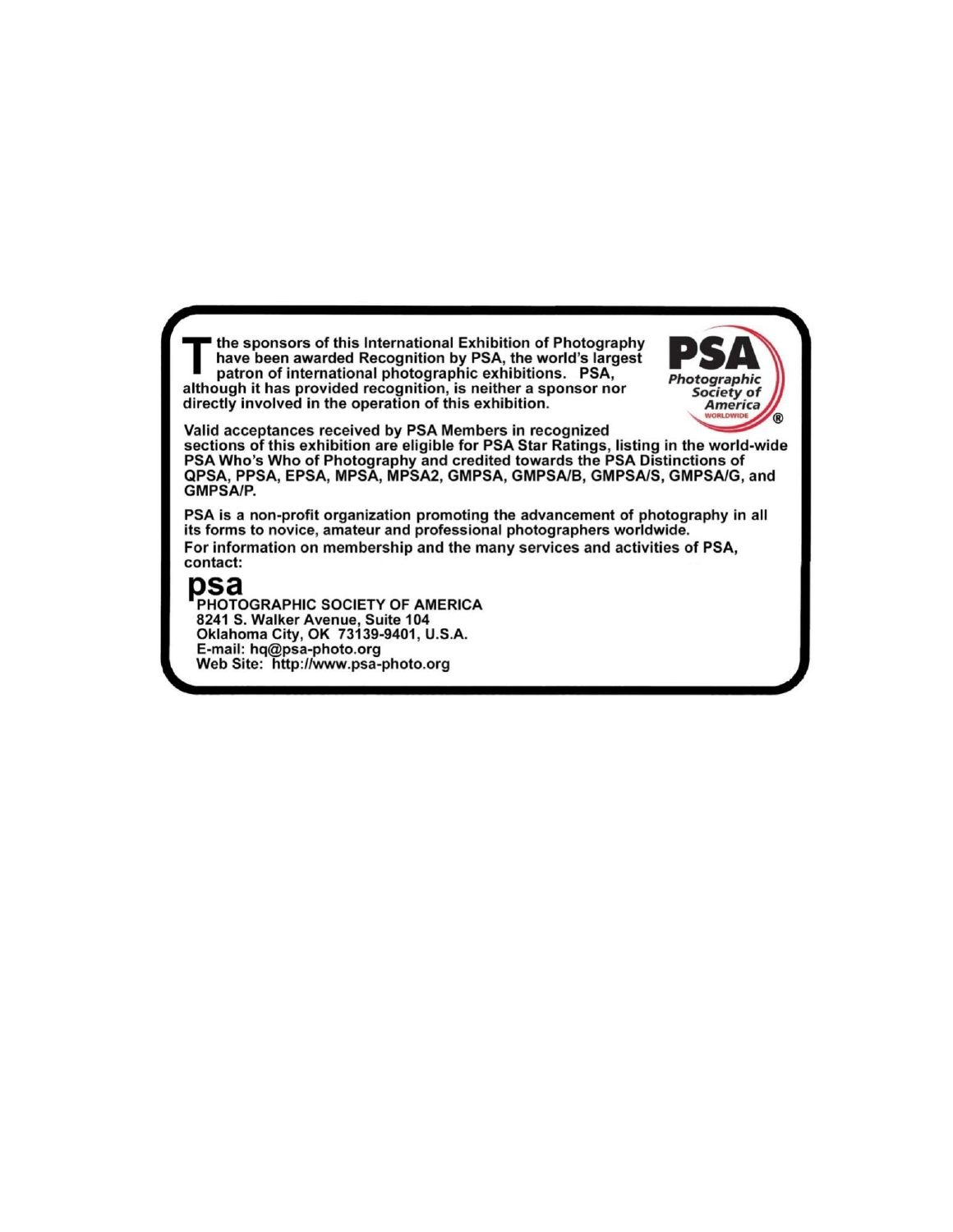The sponsors of this International Exhibition of Photography have been awarded Recognition by PSA, the world's largest patron of international photographic exhibitions. PSA, although it has provided recognition, is neither a sponsor nor directly involved in the operation of this exhibition.

PSA
Photographic Society of America
WORLDWIDE

Valid acceptances received by PSA Members in recognized sections of this exhibition are eligible for PSA Star Ratings, listing in the world-wide PSA Who's Who of Photography and credited towards the PSA Distinctions of QPSA, PPSA, EPSA, MPSA, MPSA2, GMPSA, GMPSA/B, GMPSA/S, GMPSA/G, and GMPSA/P.

PSA is a non-profit organization promoting the advancement of photography in all its forms to novice, amateur and professional photographers worldwide.

For information on membership and the many services and activities of PSA, contact:

**psa**
PHOTOGRAPHIC SOCIETY OF AMERICA
8241 S. Walker Avenue, Suite 104
Oklahoma City, OK 73139-9401, U.S.A.
E-mail: hq@psa-photo.org
Web Site: http://www.psa-photo.org